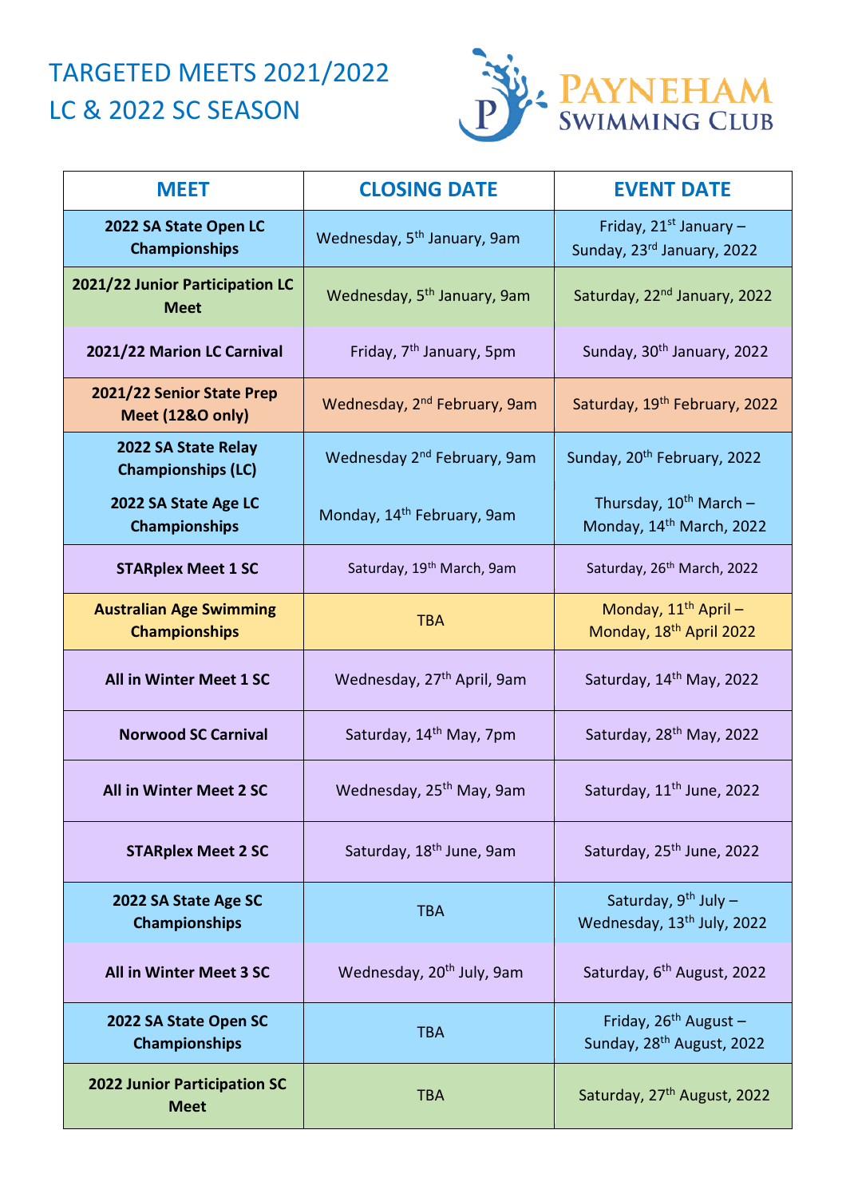# TARGETED MEETS 2021/2022 LC & 2022 SC SEASON

PAYNEHAM SWIMMING CLUB

| MEET | CLOSING DATE | EVENT DATE |
|---|---|---|
| **2022 SA State Open LC Championships** | Wednesday, 5th January, 9am | Friday, 21st January – Sunday, 23rd January, 2022 |
| **2021/22 Junior Participation LC Meet** | Wednesday, 5th January, 9am | Saturday, 22nd January, 2022 |
| **2021/22 Marion LC Carnival** | Friday, 7th January, 5pm | Sunday, 30th January, 2022 |
| **2021/22 Senior State Prep Meet (12&O only)** | Wednesday, 2nd February, 9am | Saturday, 19th February, 2022 |
| **2022 SA State Relay Championships (LC)** | Wednesday 2nd February, 9am | Sunday, 20th February, 2022 |
| **2022 SA State Age LC Championships** | Monday, 14th February, 9am | Thursday, 10th March – Monday, 14th March, 2022 |
| **STARplex Meet 1 SC** | Saturday, 19th March, 9am | Saturday, 26th March, 2022 |
| **Australian Age Swimming Championships** | TBA | Monday, 11th April – Monday, 18th April 2022 |
| **All in Winter Meet 1 SC** | Wednesday, 27th April, 9am | Saturday, 14th May, 2022 |
| **Norwood SC Carnival** | Saturday, 14th May, 7pm | Saturday, 28th May, 2022 |
| **All in Winter Meet 2 SC** | Wednesday, 25th May, 9am | Saturday, 11th June, 2022 |
| **STARplex Meet 2 SC** | Saturday, 18th June, 9am | Saturday, 25th June, 2022 |
| **2022 SA State Age SC Championships** | TBA | Saturday, 9th July – Wednesday, 13th July, 2022 |
| **All in Winter Meet 3 SC** | Wednesday, 20th July, 9am | Saturday, 6th August, 2022 |
| **2022 SA State Open SC Championships** | TBA | Friday, 26th August – Sunday, 28th August, 2022 |
| **2022 Junior Participation SC Meet** | TBA | Saturday, 27th August, 2022 |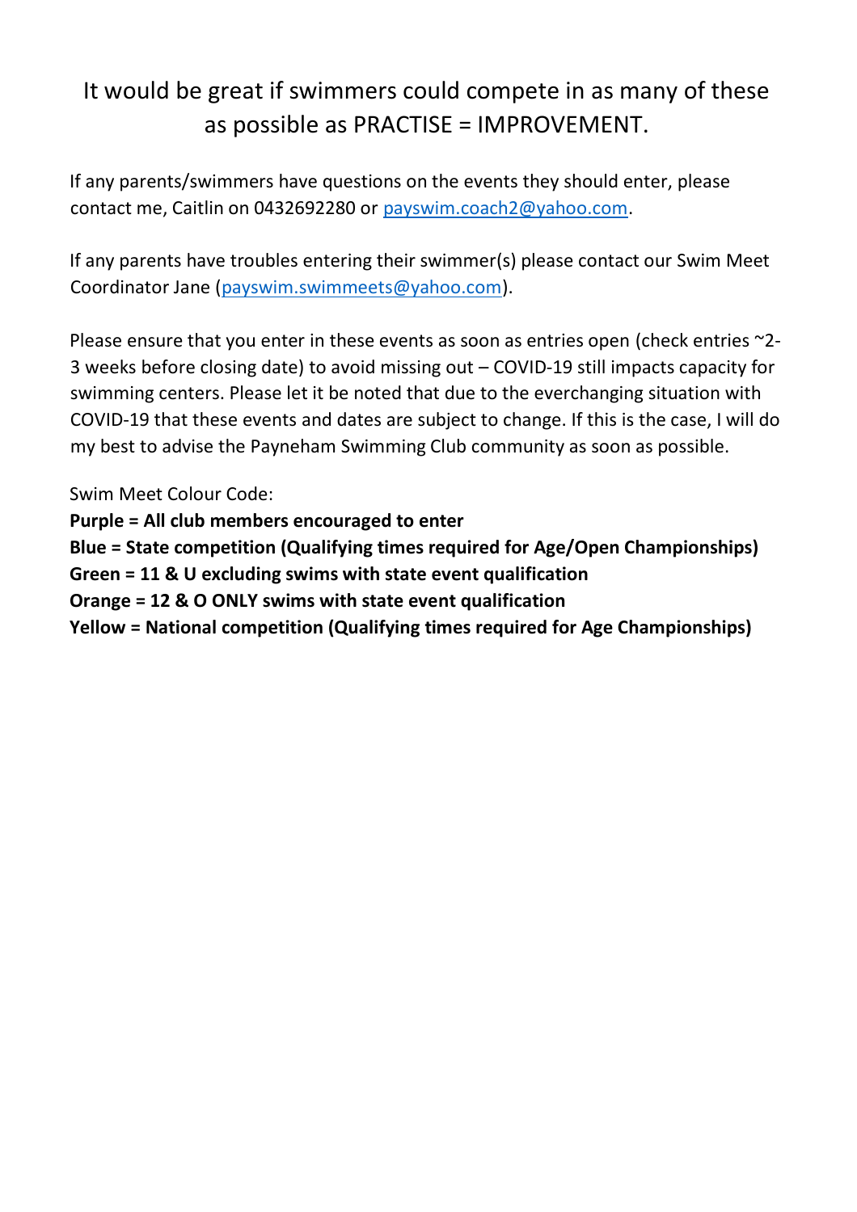It would be great if swimmers could compete in as many of these as possible as PRACTISE = IMPROVEMENT.

If any parents/swimmers have questions on the events they should enter, please contact me, Caitlin on 0432692280 or payswim.coach2@yahoo.com.

If any parents have troubles entering their swimmer(s) please contact our Swim Meet Coordinator Jane (payswim.swimmeets@yahoo.com).

Please ensure that you enter in these events as soon as entries open (check entries ~2-3 weeks before closing date) to avoid missing out – COVID-19 still impacts capacity for swimming centers. Please let it be noted that due to the everchanging situation with COVID-19 that these events and dates are subject to change. If this is the case, I will do my best to advise the Payneham Swimming Club community as soon as possible.

Swim Meet Colour Code:

**Purple = All club members encouraged to enter**
**Blue = State competition (Qualifying times required for Age/Open Championships)**
**Green = 11 & U excluding swims with state event qualification**
**Orange = 12 & O ONLY swims with state event qualification**
**Yellow = National competition (Qualifying times required for Age Championships)**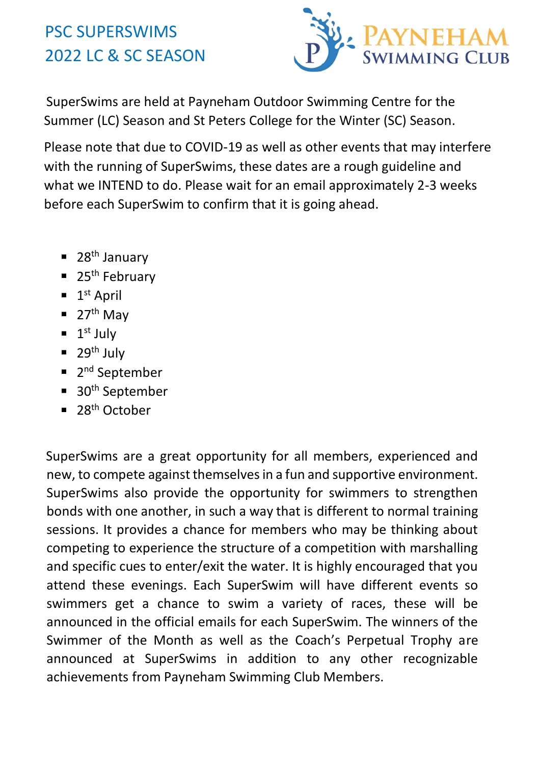# PSC SUPERSWIMS
# 2022 LC & SC SEASON

PAYNEHAM SWIMMING CLUB

SuperSwims are held at Payneham Outdoor Swimming Centre for the Summer (LC) Season and St Peters College for the Winter (SC) Season.

Please note that due to COVID-19 as well as other events that may interfere with the running of SuperSwims, these dates are a rough guideline and what we INTEND to do. Please wait for an email approximately 2-3 weeks before each SuperSwim to confirm that it is going ahead.

- 28th January
- 25th February
- 1st April
- 27th May
- 1st July
- 29th July
- 2nd September
- 30th September
- 28th October

SuperSwims are a great opportunity for all members, experienced and new, to compete against themselves in a fun and supportive environment. SuperSwims also provide the opportunity for swimmers to strengthen bonds with one another, in such a way that is different to normal training sessions. It provides a chance for members who may be thinking about competing to experience the structure of a competition with marshalling and specific cues to enter/exit the water. It is highly encouraged that you attend these evenings. Each SuperSwim will have different events so swimmers get a chance to swim a variety of races, these will be announced in the official emails for each SuperSwim. The winners of the Swimmer of the Month as well as the Coach's Perpetual Trophy are announced at SuperSwims in addition to any other recognizable achievements from Payneham Swimming Club Members.